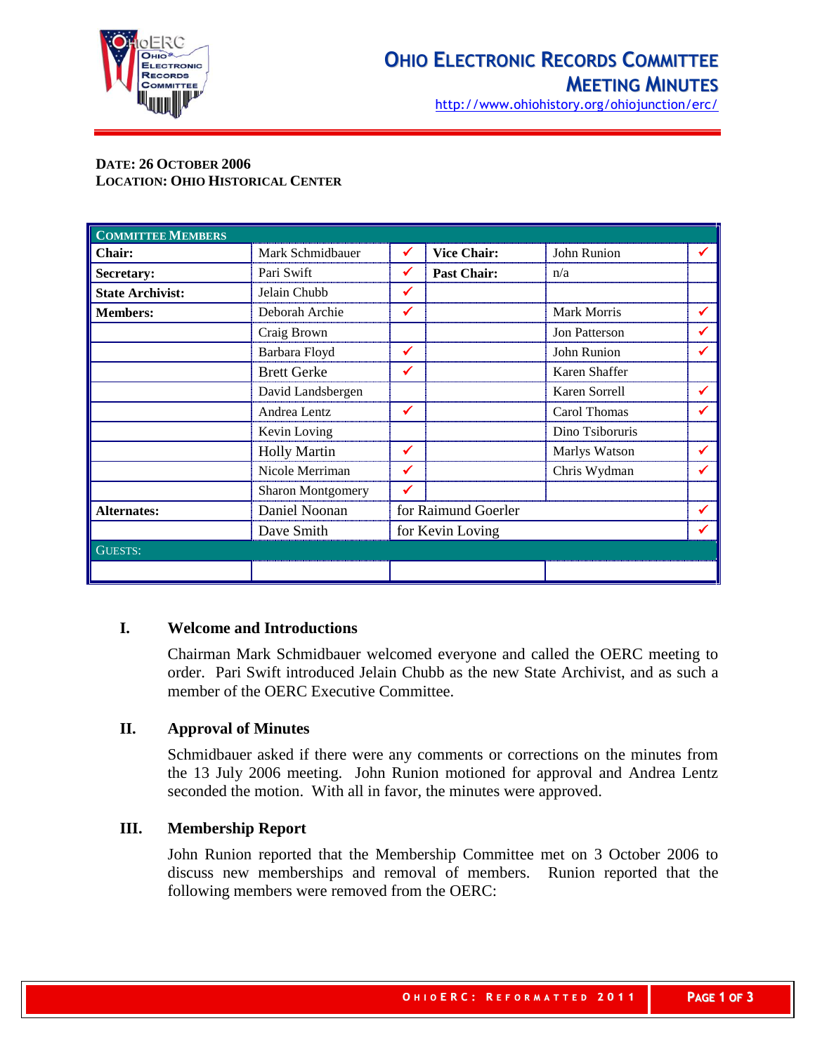# Ohio Electronic Records Committee Meeting Minutes

http://www.ohiohistory.org/ohiojunction/erc/

**Date: 26 October 2006**
**Location: Ohio Historical Center**

| **Committee Members** | | | | | |
|---|---|---|---|---|---|
| **Chair:** | Mark Schmidbauer | ✔ | **Vice Chair:** | John Runion | ✔ |
| **Secretary:** | Pari Swift | ✔ | **Past Chair:** | n/a | |
| **State Archivist:** | Jelain Chubb | ✔ | | | |
| **Members:** | Deborah Archie | ✔ | | Mark Morris | ✔ |
| | Craig Brown | | | Jon Patterson | ✔ |
| | Barbara Floyd | ✔ | | John Runion | ✔ |
| | Brett Gerke | ✔ | | Karen Shaffer | |
| | David Landsbergen | | | Karen Sorrell | ✔ |
| | Andrea Lentz | ✔ | | Carol Thomas | ✔ |
| | Kevin Loving | | | Dino Tsiboruris | |
| | Holly Martin | ✔ | | Marlys Watson | ✔ |
| | Nicole Merriman | ✔ | | Chris Wydman | ✔ |
| | Sharon Montgomery | ✔ | | | |
| **Alternates:** | Daniel Noonan | for Raimund Goerler | | | ✔ |
| | Dave Smith | for Kevin Loving | | | ✔ |
| **Guests:** | | | | | |
| | | | | | |

## I. Welcome and Introductions

Chairman Mark Schmidbauer welcomed everyone and called the OERC meeting to order. Pari Swift introduced Jelain Chubb as the new State Archivist, and as such a member of the OERC Executive Committee.

## II. Approval of Minutes

Schmidbauer asked if there were any comments or corrections on the minutes from the 13 July 2006 meeting. John Runion motioned for approval and Andrea Lentz seconded the motion. With all in favor, the minutes were approved.

## III. Membership Report

John Runion reported that the Membership Committee met on 3 October 2006 to discuss new memberships and removal of members. Runion reported that the following members were removed from the OERC: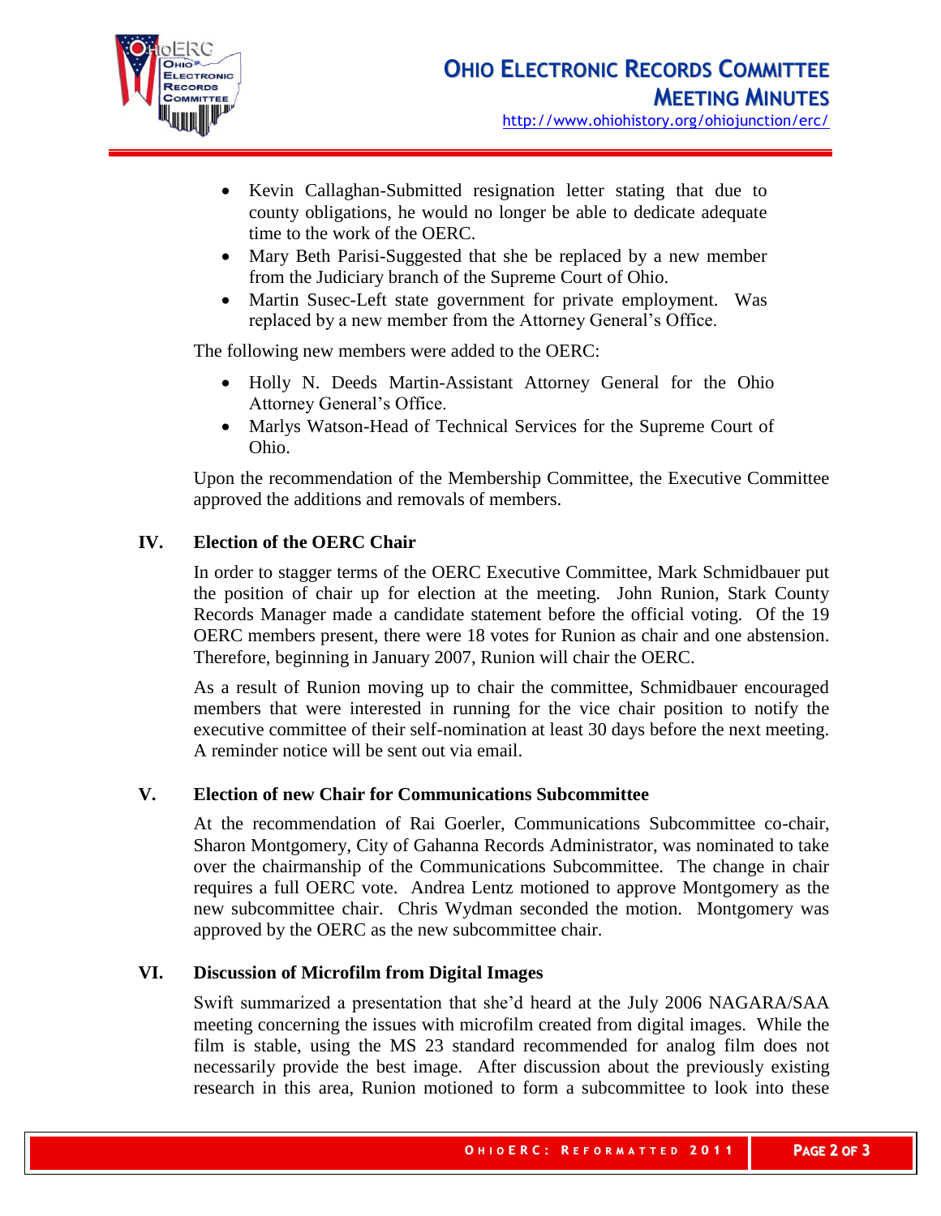- Kevin Callaghan-Submitted resignation letter stating that due to county obligations, he would no longer be able to dedicate adequate time to the work of the OERC.
- Mary Beth Parisi-Suggested that she be replaced by a new member from the Judiciary branch of the Supreme Court of Ohio.
- Martin Susec-Left state government for private employment. Was replaced by a new member from the Attorney General's Office.

The following new members were added to the OERC:

- Holly N. Deeds Martin-Assistant Attorney General for the Ohio Attorney General's Office.
- Marlys Watson-Head of Technical Services for the Supreme Court of Ohio.

Upon the recommendation of the Membership Committee, the Executive Committee approved the additions and removals of members.

## IV. Election of the OERC Chair

In order to stagger terms of the OERC Executive Committee, Mark Schmidbauer put the position of chair up for election at the meeting. John Runion, Stark County Records Manager made a candidate statement before the official voting. Of the 19 OERC members present, there were 18 votes for Runion as chair and one abstension. Therefore, beginning in January 2007, Runion will chair the OERC.

As a result of Runion moving up to chair the committee, Schmidbauer encouraged members that were interested in running for the vice chair position to notify the executive committee of their self-nomination at least 30 days before the next meeting. A reminder notice will be sent out via email.

## V. Election of new Chair for Communications Subcommittee

At the recommendation of Rai Goerler, Communications Subcommittee co-chair, Sharon Montgomery, City of Gahanna Records Administrator, was nominated to take over the chairmanship of the Communications Subcommittee. The change in chair requires a full OERC vote. Andrea Lentz motioned to approve Montgomery as the new subcommittee chair. Chris Wydman seconded the motion. Montgomery was approved by the OERC as the new subcommittee chair.

## VI. Discussion of Microfilm from Digital Images

Swift summarized a presentation that she'd heard at the July 2006 NAGARA/SAA meeting concerning the issues with microfilm created from digital images. While the film is stable, using the MS 23 standard recommended for analog film does not necessarily provide the best image. After discussion about the previously existing research in this area, Runion motioned to form a subcommittee to look into these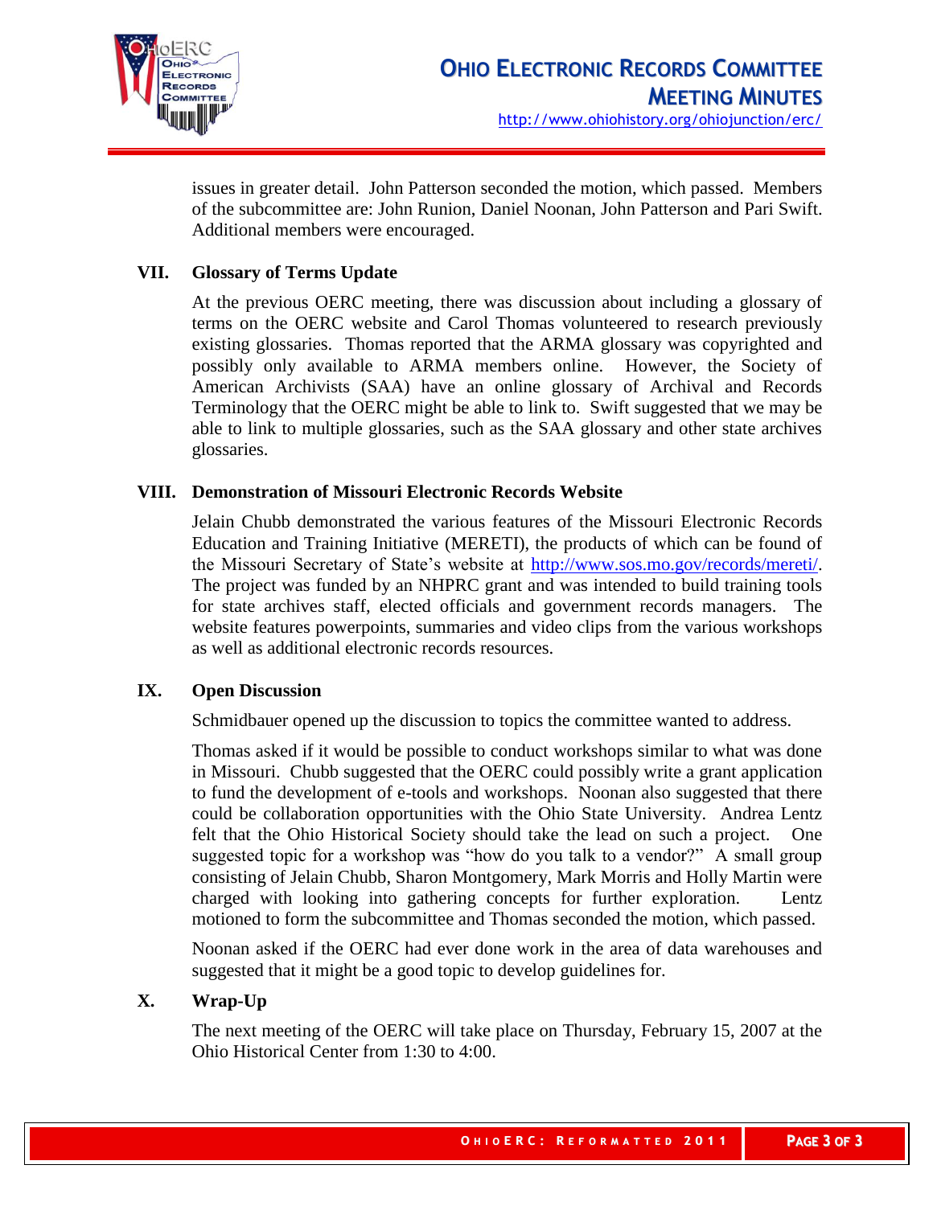issues in greater detail. John Patterson seconded the motion, which passed. Members of the subcommittee are: John Runion, Daniel Noonan, John Patterson and Pari Swift. Additional members were encouraged.

## VII. Glossary of Terms Update

At the previous OERC meeting, there was discussion about including a glossary of terms on the OERC website and Carol Thomas volunteered to research previously existing glossaries. Thomas reported that the ARMA glossary was copyrighted and possibly only available to ARMA members online. However, the Society of American Archivists (SAA) have an online glossary of Archival and Records Terminology that the OERC might be able to link to. Swift suggested that we may be able to link to multiple glossaries, such as the SAA glossary and other state archives glossaries.

## VIII. Demonstration of Missouri Electronic Records Website

Jelain Chubb demonstrated the various features of the Missouri Electronic Records Education and Training Initiative (MERETI), the products of which can be found of the Missouri Secretary of State's website at http://www.sos.mo.gov/records/mereti/. The project was funded by an NHPRC grant and was intended to build training tools for state archives staff, elected officials and government records managers. The website features powerpoints, summaries and video clips from the various workshops as well as additional electronic records resources.

## IX. Open Discussion

Schmidbauer opened up the discussion to topics the committee wanted to address.

Thomas asked if it would be possible to conduct workshops similar to what was done in Missouri. Chubb suggested that the OERC could possibly write a grant application to fund the development of e-tools and workshops. Noonan also suggested that there could be collaboration opportunities with the Ohio State University. Andrea Lentz felt that the Ohio Historical Society should take the lead on such a project. One suggested topic for a workshop was "how do you talk to a vendor?" A small group consisting of Jelain Chubb, Sharon Montgomery, Mark Morris and Holly Martin were charged with looking into gathering concepts for further exploration. Lentz motioned to form the subcommittee and Thomas seconded the motion, which passed.

Noonan asked if the OERC had ever done work in the area of data warehouses and suggested that it might be a good topic to develop guidelines for.

## X. Wrap-Up

The next meeting of the OERC will take place on Thursday, February 15, 2007 at the Ohio Historical Center from 1:30 to 4:00.